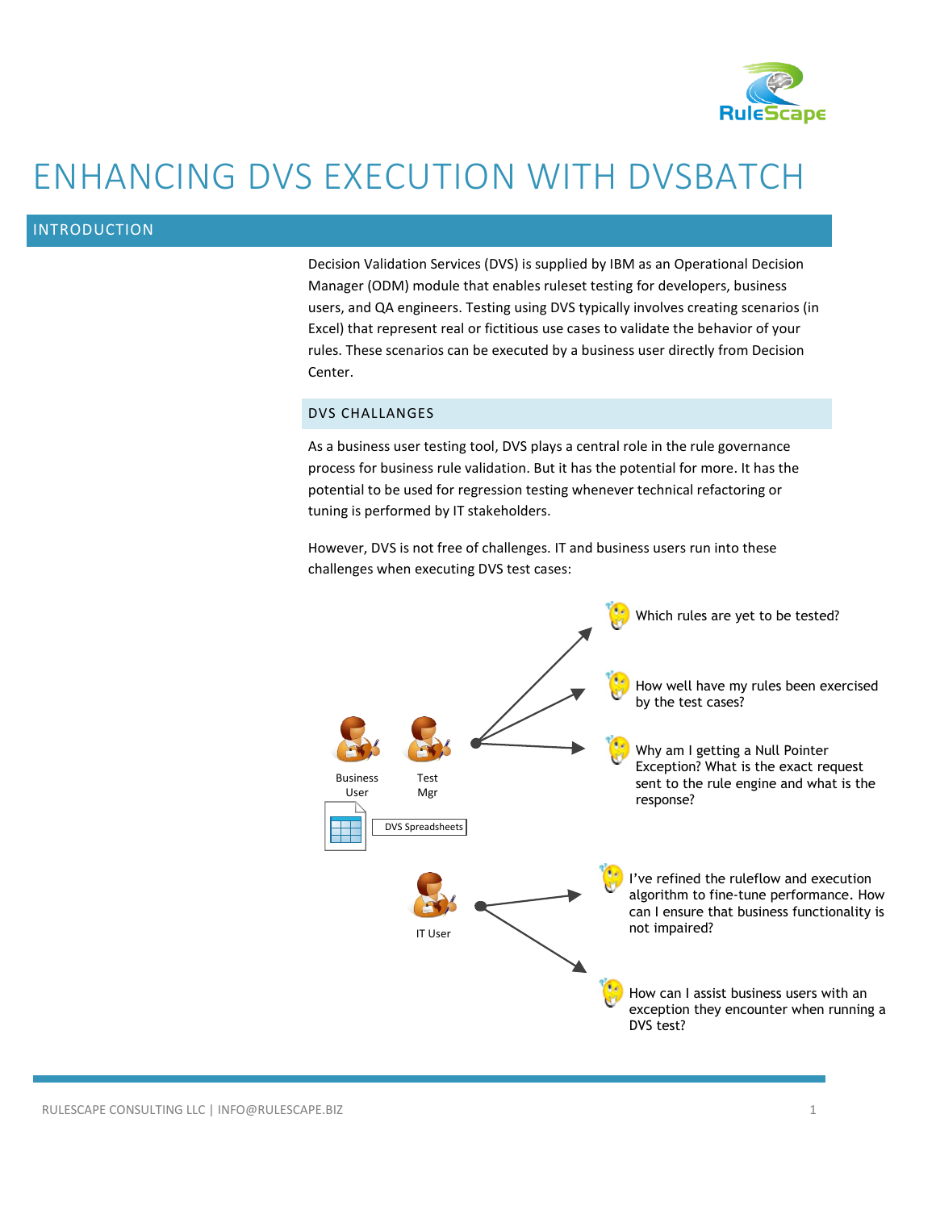# ENHANCING DVS EXECUTION WITH DVSBATCH

## INTRODUCTION

Decision Validation Services (DVS) is supplied by IBM as an Operational Decision Manager (ODM) module that enables ruleset testing for developers, business users, and QA engineers. Testing using DVS typically involves creating scenarios (in Excel) that represent real or fictitious use cases to validate the behavior of your rules. These scenarios can be executed by a business user directly from Decision Center.

### DVS CHALLANGES

As a business user testing tool, DVS plays a central role in the rule governance process for business rule validation. But it has the potential for more. It has the potential to be used for regression testing whenever technical refactoring or tuning is performed by IT stakeholders.

However, DVS is not free of challenges. IT and business users run into these challenges when executing DVS test cases:

Business User, Test Mgr (DVS Spreadsheets):

- Which rules are yet to be tested?
- How well have my rules been exercised by the test cases?
- Why am I getting a Null Pointer Exception? What is the exact request sent to the rule engine and what is the response?

IT User:

- I've refined the ruleflow and execution algorithm to fine-tune performance. How can I ensure that business functionality is not impaired?
- How can I assist business users with an exception they encounter when running a DVS test?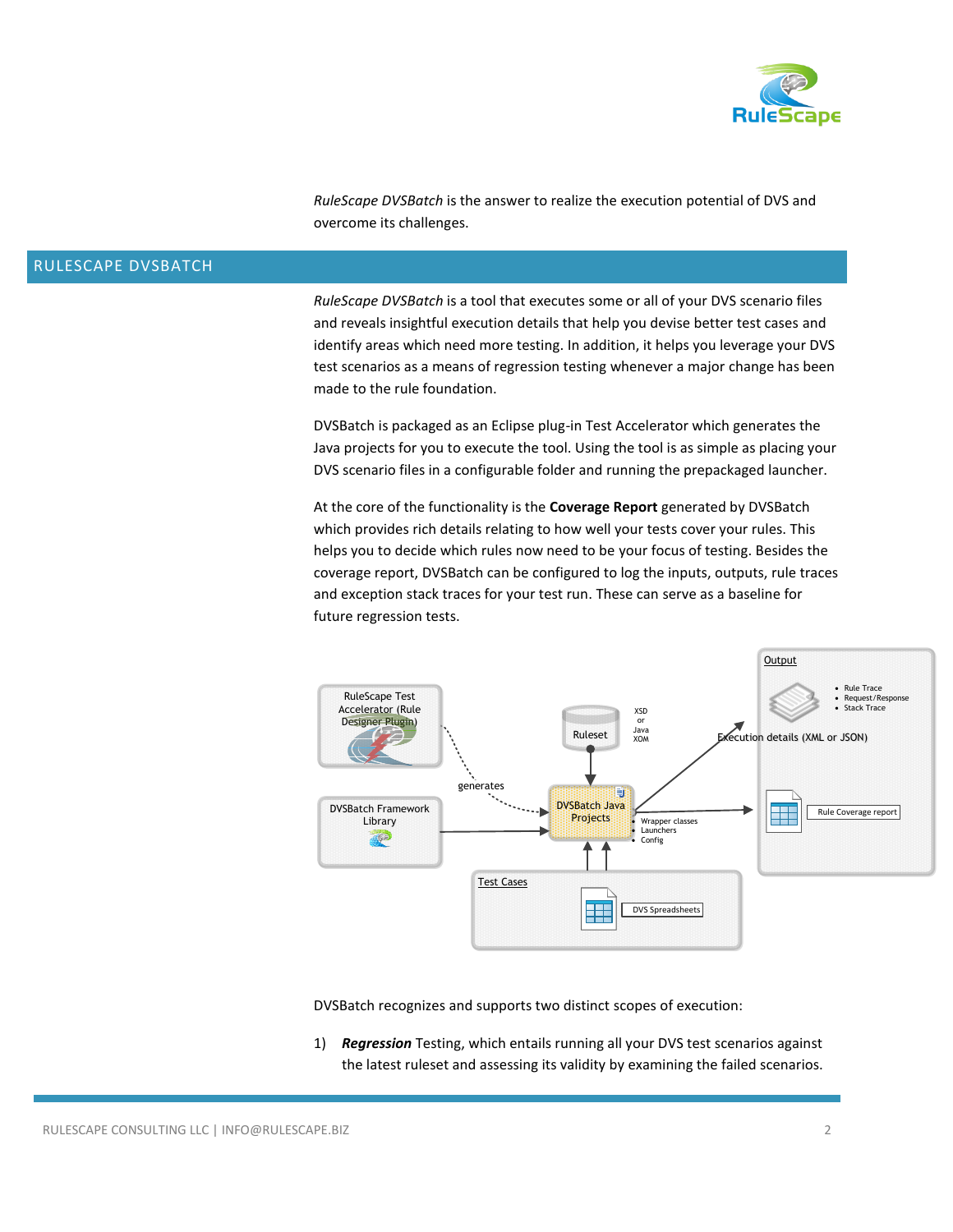*RuleScape DVSBatch* is the answer to realize the execution potential of DVS and overcome its challenges.

## RULESCAPE DVSBATCH

*RuleScape DVSBatch* is a tool that executes some or all of your DVS scenario files and reveals insightful execution details that help you devise better test cases and identify areas which need more testing. In addition, it helps you leverage your DVS test scenarios as a means of regression testing whenever a major change has been made to the rule foundation.

DVSBatch is packaged as an Eclipse plug-in Test Accelerator which generates the Java projects for you to execute the tool. Using the tool is as simple as placing your DVS scenario files in a configurable folder and running the prepackaged launcher.

At the core of the functionality is the **Coverage Report** generated by DVSBatch which provides rich details relating to how well your tests cover your rules. This helps you to decide which rules now need to be your focus of testing. Besides the coverage report, DVSBatch can be configured to log the inputs, outputs, rule traces and exception stack traces for your test run. These can serve as a baseline for future regression tests.

RuleScape Test Accelerator (Rule Designer Plugin) — generates → DVSBatch Java Projects

DVSBatch Framework Library → DVSBatch Java Projects

Ruleset (XSD or Java XOM) → DVSBatch Java Projects

Test Cases (DVS Spreadsheets) → DVSBatch Java Projects

DVSBatch Java Projects:
- Wrapper classes
- Launchers
- Config

Output:
- Execution details (XML or JSON)
  - Rule Trace
  - Request/Response
  - Stack Trace
- Rule Coverage report

DVSBatch recognizes and supports two distinct scopes of execution:

1) ***Regression*** Testing, which entails running all your DVS test scenarios against the latest ruleset and assessing its validity by examining the failed scenarios.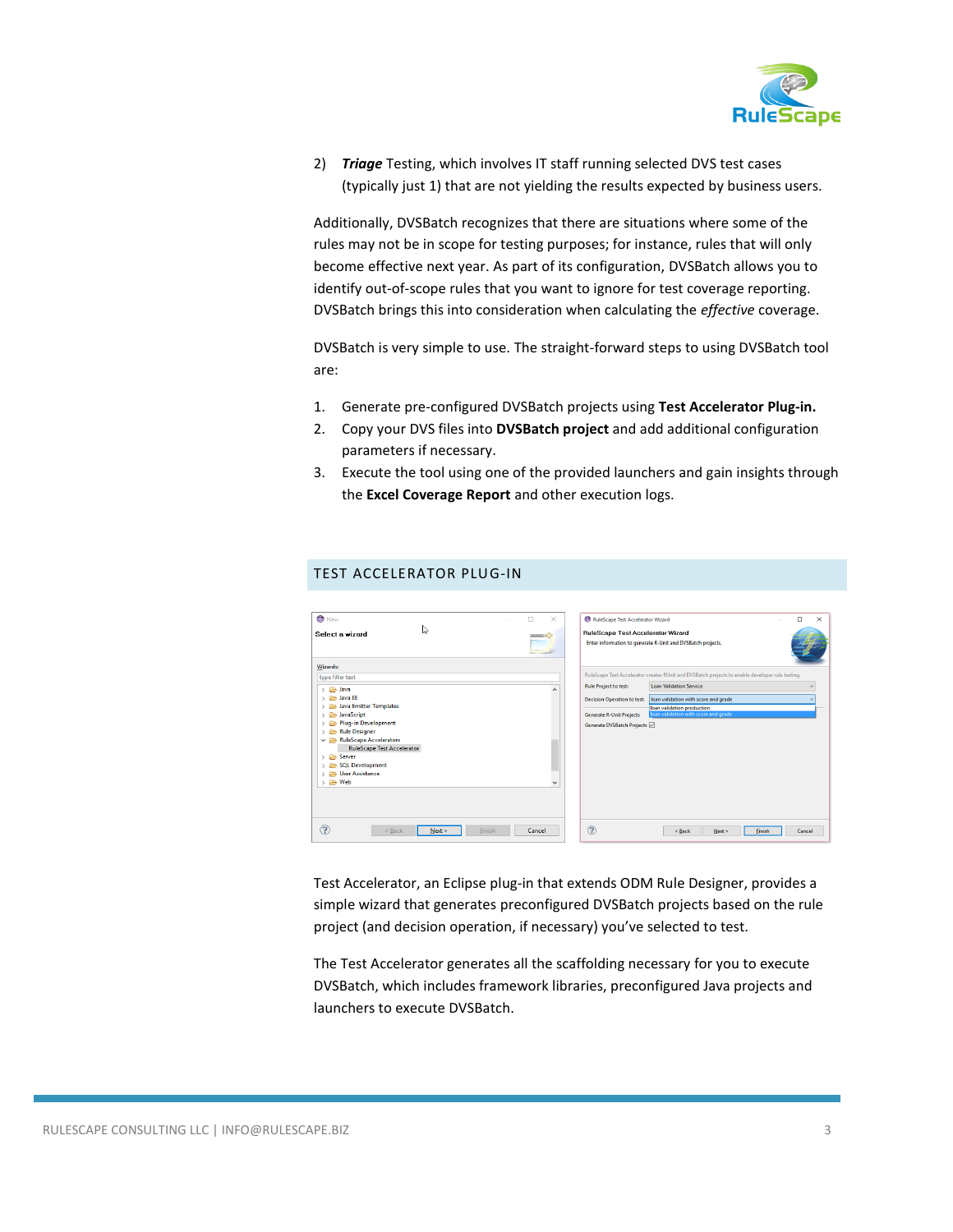2) ***Triage*** Testing, which involves IT staff running selected DVS test cases (typically just 1) that are not yielding the results expected by business users.

Additionally, DVSBatch recognizes that there are situations where some of the rules may not be in scope for testing purposes; for instance, rules that will only become effective next year. As part of its configuration, DVSBatch allows you to identify out-of-scope rules that you want to ignore for test coverage reporting. DVSBatch brings this into consideration when calculating the *effective* coverage.

DVSBatch is very simple to use. The straight-forward steps to using DVSBatch tool are:

1. Generate pre-configured DVSBatch projects using **Test Accelerator Plug-in.**
2. Copy your DVS files into **DVSBatch project** and add additional configuration parameters if necessary.
3. Execute the tool using one of the provided launchers and gain insights through the **Excel Coverage Report** and other execution logs.

## TEST ACCELERATOR PLUG-IN

Test Accelerator, an Eclipse plug-in that extends ODM Rule Designer, provides a simple wizard that generates preconfigured DVSBatch projects based on the rule project (and decision operation, if necessary) you've selected to test.

The Test Accelerator generates all the scaffolding necessary for you to execute DVSBatch, which includes framework libraries, preconfigured Java projects and launchers to execute DVSBatch.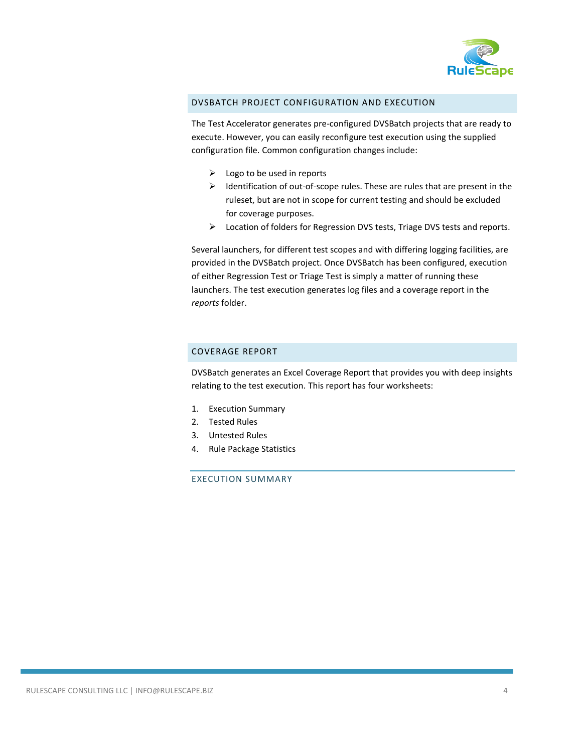## DVSBATCH PROJECT CONFIGURATION AND EXECUTION

The Test Accelerator generates pre-configured DVSBatch projects that are ready to execute. However, you can easily reconfigure test execution using the supplied configuration file. Common configuration changes include:

- Logo to be used in reports
- Identification of out-of-scope rules. These are rules that are present in the ruleset, but are not in scope for current testing and should be excluded for coverage purposes.
- Location of folders for Regression DVS tests, Triage DVS tests and reports.

Several launchers, for different test scopes and with differing logging facilities, are provided in the DVSBatch project. Once DVSBatch has been configured, execution of either Regression Test or Triage Test is simply a matter of running these launchers. The test execution generates log files and a coverage report in the *reports* folder.

## COVERAGE REPORT

DVSBatch generates an Excel Coverage Report that provides you with deep insights relating to the test execution. This report has four worksheets:

1. Execution Summary
2. Tested Rules
3. Untested Rules
4. Rule Package Statistics

### EXECUTION SUMMARY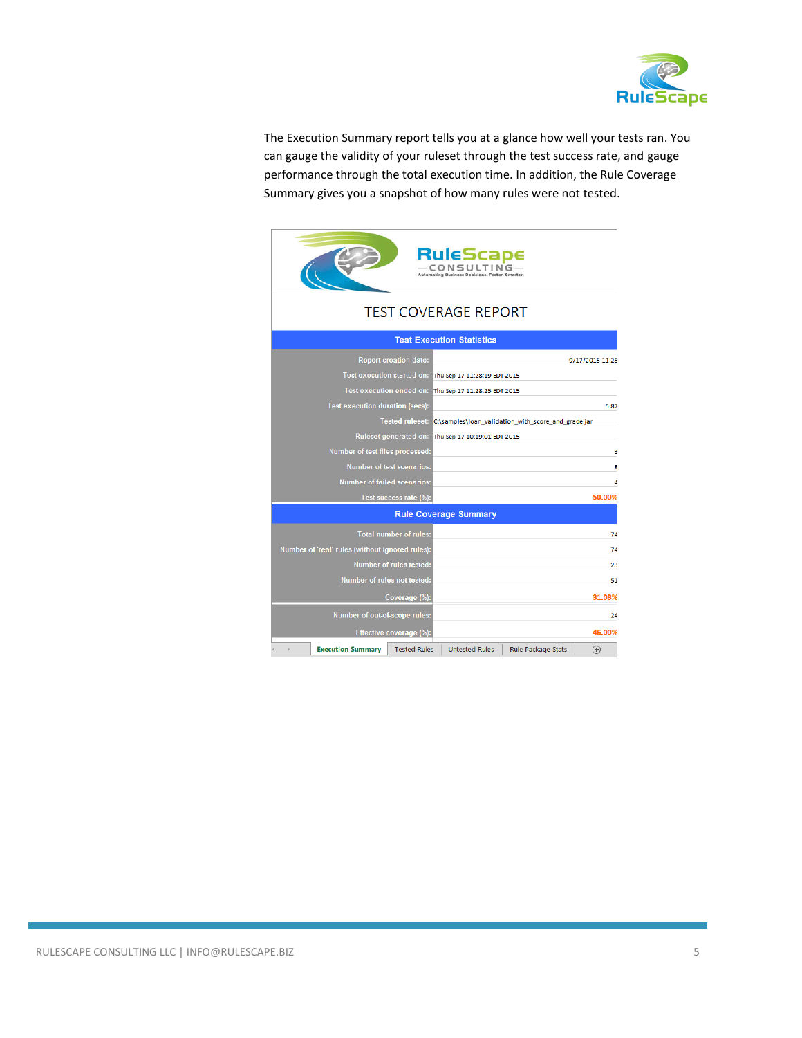The Execution Summary report tells you at a glance how well your tests ran. You can gauge the validity of your ruleset through the test success rate, and gauge performance through the total execution time. In addition, the Rule Coverage Summary gives you a snapshot of how many rules were not tested.

RuleScape CONSULTING
Automating Business Decisions. Faster. Smarter.

# TEST COVERAGE REPORT

| Test Execution Statistics | |
|---|---|
| Report creation date: | 9/17/2015 11:28 |
| Test execution started on: | Thu Sep 17 11:28:19 EDT 2015 |
| Test execution ended on: | Thu Sep 17 11:28:25 EDT 2015 |
| Test execution duration (secs): | 5.87 |
| Tested ruleset: | C:\samples\loan_validation_with_score_and_grade.jar |
| Ruleset generated on: | Thu Sep 17 10:19:01 EDT 2015 |
| Number of test files processed: | 5 |
| Number of test scenarios: | 8 |
| Number of failed scenarios: | 4 |
| Test success rate (%): | 50.00% |

| Rule Coverage Summary | |
|---|---|
| Total number of rules: | 74 |
| Number of 'real' rules (without ignored rules): | 74 |
| Number of rules tested: | 23 |
| Number of rules not tested: | 51 |
| Coverage (%): | 31.08% |
| Number of out-of-scope rules: | 24 |
| Effective coverage (%): | 46.00% |

Execution Summary | Tested Rules | Untested Rules | Rule Package Stats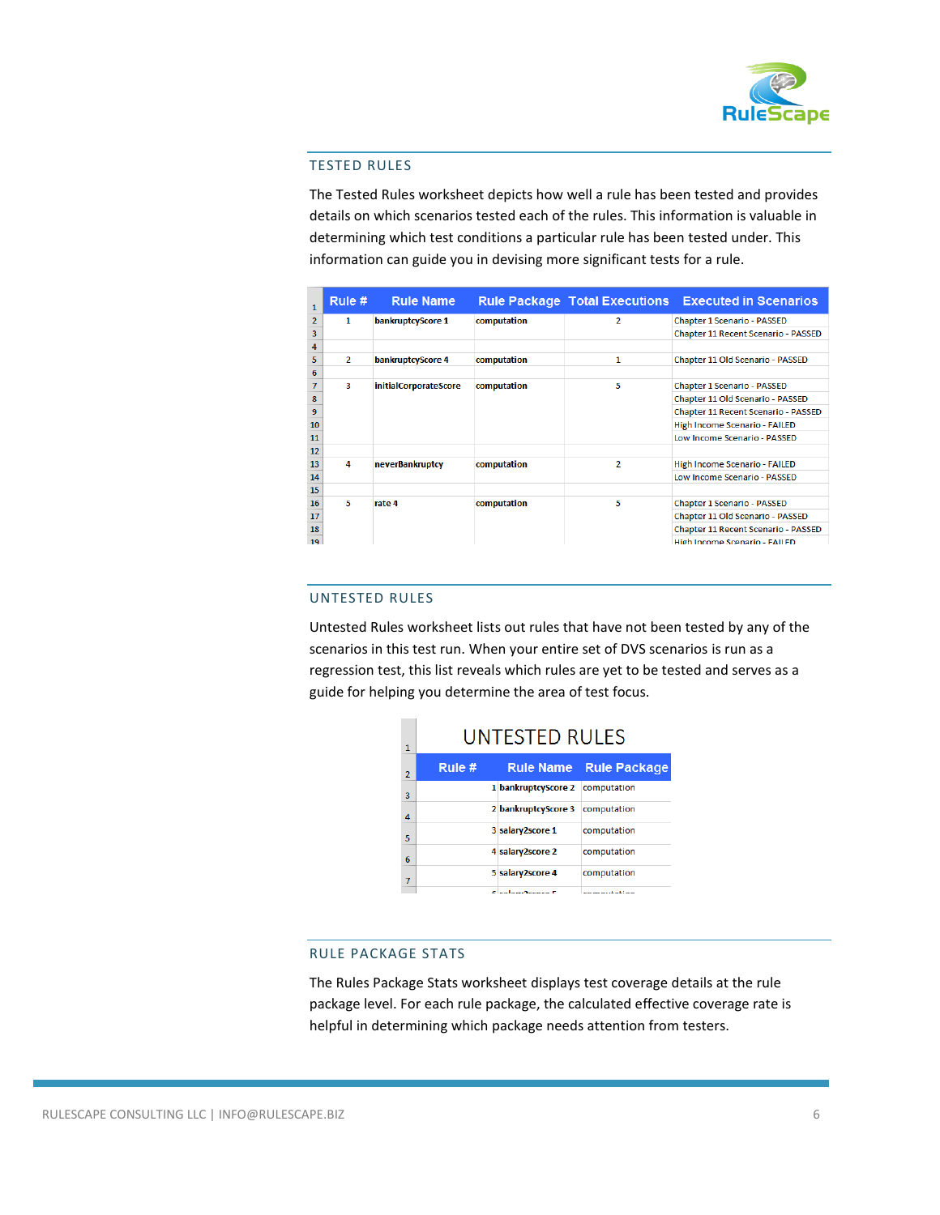## TESTED RULES

The Tested Rules worksheet depicts how well a rule has been tested and provides details on which scenarios tested each of the rules. This information is valuable in determining which test conditions a particular rule has been tested under. This information can guide you in devising more significant tests for a rule.

| Rule # | Rule Name | Rule Package | Total Executions | Executed in Scenarios |
|---|---|---|---|---|
| 1 | bankruptcyScore 1 | computation | 2 | Chapter 1 Scenario - PASSED |
| | | | | Chapter 11 Recent Scenario - PASSED |
| | | | | |
| 2 | bankruptcyScore 4 | computation | 1 | Chapter 11 Old Scenario - PASSED |
| | | | | |
| 3 | initialCorporateScore | computation | 5 | Chapter 1 Scenario - PASSED |
| | | | | Chapter 11 Old Scenario - PASSED |
| | | | | Chapter 11 Recent Scenario - PASSED |
| | | | | High Income Scenario - FAILED |
| | | | | Low Income Scenario - PASSED |
| | | | | |
| 4 | neverBankruptcy | computation | 2 | High Income Scenario - FAILED |
| | | | | Low Income Scenario - PASSED |
| | | | | |
| 5 | rate 4 | computation | 5 | Chapter 1 Scenario - PASSED |
| | | | | Chapter 11 Old Scenario - PASSED |
| | | | | Chapter 11 Recent Scenario - PASSED |
| | | | | High Income Scenario - FAILED |

## UNTESTED RULES

Untested Rules worksheet lists out rules that have not been tested by any of the scenarios in this test run. When your entire set of DVS scenarios is run as a regression test, this list reveals which rules are yet to be tested and serves as a guide for helping you determine the area of test focus.

**UNTESTED RULES**

| Rule # | Rule Name | Rule Package |
|---|---|---|
| 1 | bankruptcyScore 2 | computation |
| 2 | bankruptcyScore 3 | computation |
| 3 | salary2score 1 | computation |
| 4 | salary2score 2 | computation |
| 5 | salary2score 4 | computation |
| 6 | salary2score 5 | computation |

## RULE PACKAGE STATS

The Rules Package Stats worksheet displays test coverage details at the rule package level. For each rule package, the calculated effective coverage rate is helpful in determining which package needs attention from testers.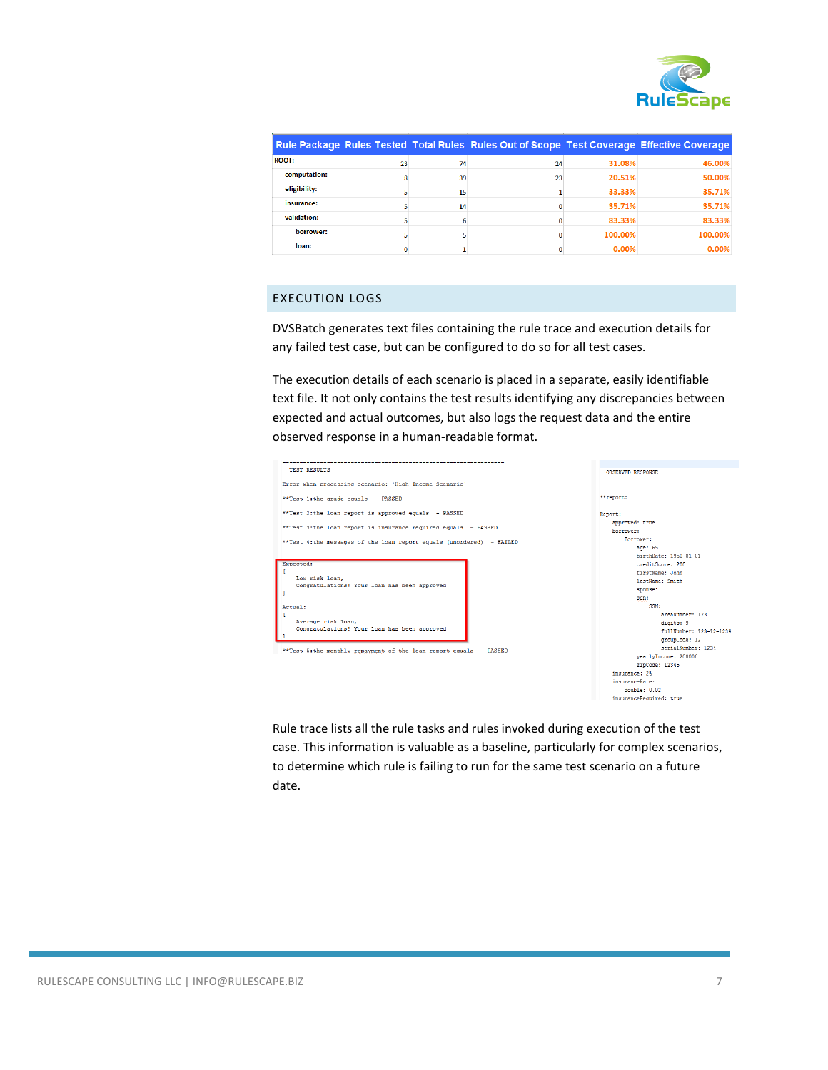| Rule Package | Rules Tested | Total Rules | Rules Out of Scope | Test Coverage | Effective Coverage |
| --- | --- | --- | --- | --- | --- |
| ROOT: | 23 | 74 | 24 | 31.08% | 46.00% |
| computation: | 8 | 39 | 23 | 20.51% | 50.00% |
| eligibility: | 5 | 15 | 1 | 33.33% | 35.71% |
| insurance: | 5 | 14 | 0 | 35.71% | 35.71% |
| validation: | 5 | 6 | 0 | 83.33% | 83.33% |
| borrower: | 5 | 5 | 0 | 100.00% | 100.00% |
| loan: | 0 | 1 | 0 | 0.00% | 0.00% |

## EXECUTION LOGS

DVSBatch generates text files containing the rule trace and execution details for any failed test case, but can be configured to do so for all test cases.

The execution details of each scenario is placed in a separate, easily identifiable text file. It not only contains the test results identifying any discrepancies between expected and actual outcomes, but also logs the request data and the entire observed response in a human-readable format.

```
----------------------------------------------------------------
 TEST RESULTS
----------------------------------------------------------------
Error when processing scenario: 'High Income Scenario'

**Test 1:the grade equals  - PASSED

**Test 2:the loan report is approved equals  - PASSED

**Test 3:the loan report is insurance required equals  - PASSED

**Test 4:the messages of the loan report equals (unordered)  - FAILED

Expected:
[
    Low risk loan,
    Congratulations! Your loan has been approved
]

Actual:
[
    Average risk loan,
    Congratulations! Your loan has been approved
]

**Test 5:the monthly repayment of the loan report equals  - PASSED
```

```
----------------------------------------------------------------
 OBSERVED RESPONSE
----------------------------------------------------------------

**report:

Report:
    approved: true
    borrower:
        Borrower:
            age: 65
            birthDate: 1950-01-01
            creditScore: 200
            firstName: John
            lastName: Smith
            spouse:
            ssn:
                SSN:
                    areaNumber: 123
                    digits: 9
                    fullNumber: 123-12-1234
                    groupCode: 12
                    serialNumber: 1234
            yearlyIncome: 200000
            zipCode: 12345
    insurance: 2%
    insuranceRate:
        double: 0.02
    insuranceRequired: true
```

Rule trace lists all the rule tasks and rules invoked during execution of the test case. This information is valuable as a baseline, particularly for complex scenarios, to determine which rule is failing to run for the same test scenario on a future date.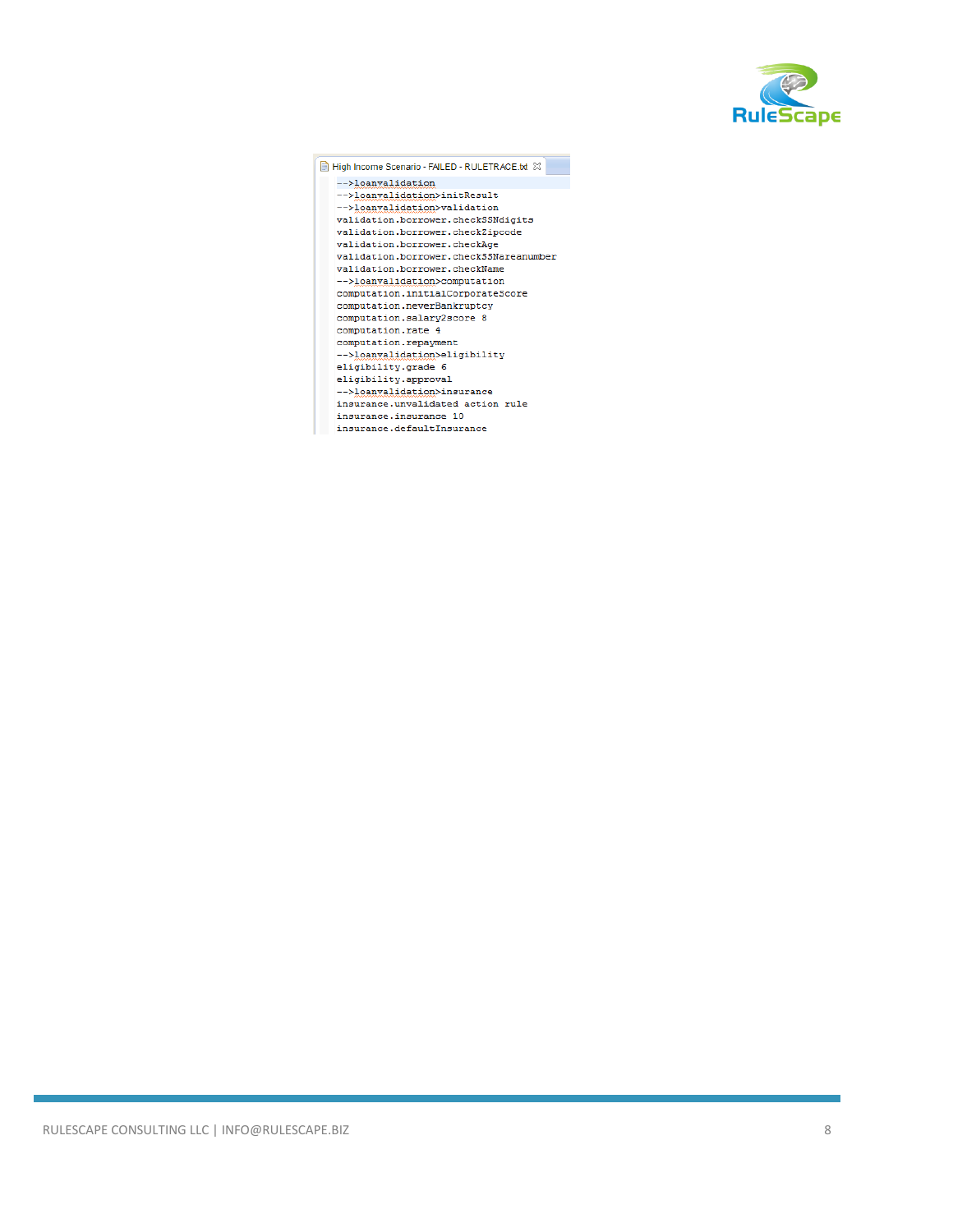High Income Scenario - FAILED - RULETRACE.txt

```
-->loanvalidation
-->loanvalidation>initResult
-->loanvalidation>validation
validation.borrower.checkSSNdigits
validation.borrower.checkZipcode
validation.borrower.checkAge
validation.borrower.checkSSNareanumber
validation.borrower.checkName
-->loanvalidation>computation
computation.initialCorporateScore
computation.neverBankruptcy
computation.salary2score 8
computation.rate 4
computation.repayment
-->loanvalidation>eligibility
eligibility.grade 6
eligibility.approval
-->loanvalidation>insurance
insurance.unvalidated action rule
insurance.insurance 10
insurance.defaultInsurance
```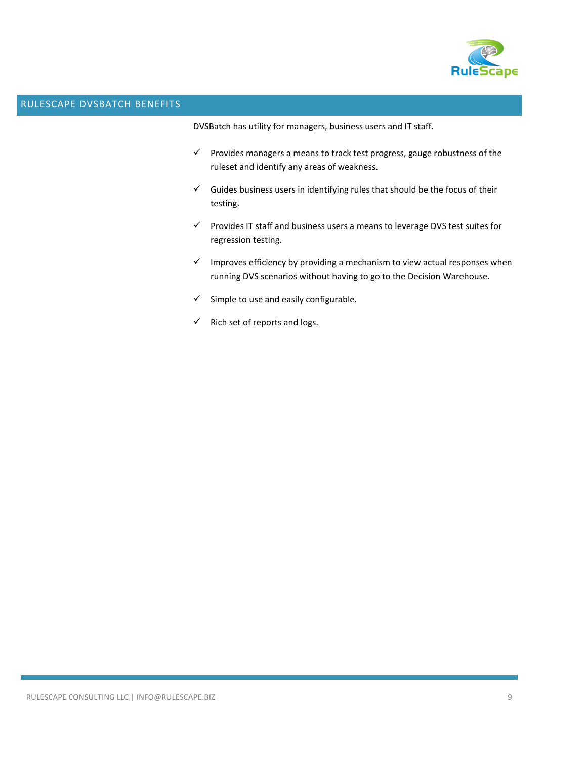## RULESCAPE DVSBATCH BENEFITS

DVSBatch has utility for managers, business users and IT staff.

- ✓ Provides managers a means to track test progress, gauge robustness of the ruleset and identify any areas of weakness.
- ✓ Guides business users in identifying rules that should be the focus of their testing.
- ✓ Provides IT staff and business users a means to leverage DVS test suites for regression testing.
- ✓ Improves efficiency by providing a mechanism to view actual responses when running DVS scenarios without having to go to the Decision Warehouse.
- ✓ Simple to use and easily configurable.
- ✓ Rich set of reports and logs.